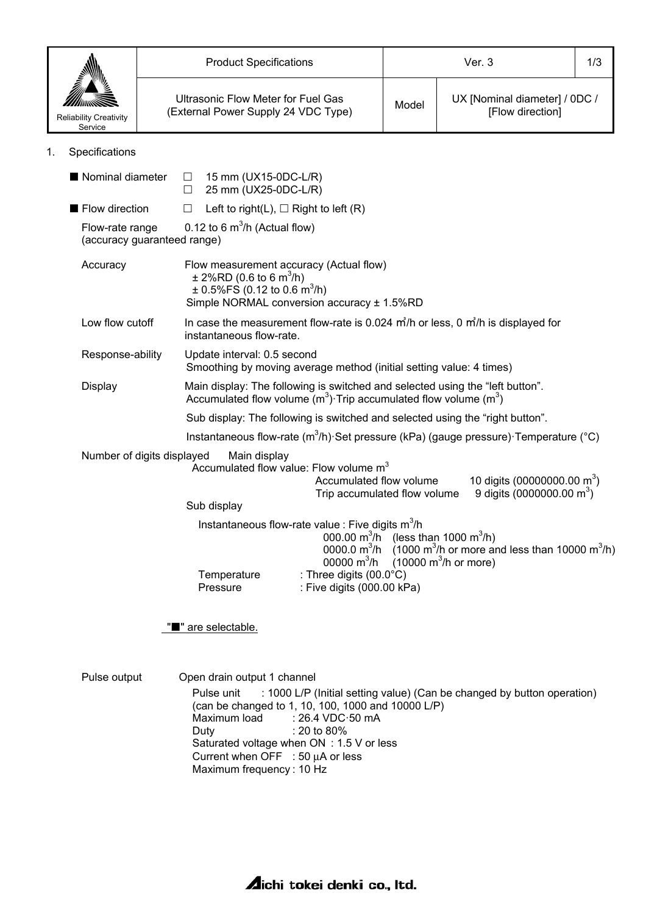| Reliability Creativity Service | Product Specifications | Ver. 3 | |
|---|---|---|---|
| | Ultrasonic Flow Meter for Fuel Gas (External Power Supply 24 VDC Type) | Model | UX [Nominal diameter] / 0DC / [Flow direction] |

## 1. Specifications

■ Nominal diameter
- □ 15 mm (UX15-0DC-L/R)
- □ 25 mm (UX25-0DC-L/R)

■ Flow direction
- □ Left to right(L), □ Right to left (R)

**Flow-rate range (accuracy guaranteed range)**
0.12 to 6 $m^3$/h (Actual flow)

**Accuracy**
Flow measurement accuracy (Actual flow)
± 2%RD (0.6 to 6 $m^3$/h)
± 0.5%FS (0.12 to 0.6 $m^3$/h)
Simple NORMAL conversion accuracy ± 1.5%RD

**Low flow cutoff**
In case the measurement flow-rate is 0.024 $m^3$/h or less, 0 $m^3$/h is displayed for instantaneous flow-rate.

**Response-ability**
Update interval: 0.5 second
Smoothing by moving average method (initial setting value: 4 times)

**Display**
Main display: The following is switched and selected using the "left button".
Accumulated flow volume ($m^3$)·Trip accumulated flow volume ($m^3$)

Sub display: The following is switched and selected using the "right button".
Instantaneous flow-rate ($m^3$/h)·Set pressure (kPa) (gauge pressure)·Temperature (°C)

**Number of digits displayed**
Main display
Accumulated flow value: Flow volume $m^3$
- Accumulated flow volume: 10 digits (00000000.00 $m^3$)
- Trip accumulated flow volume: 9 digits (0000000.00 $m^3$)

Sub display
Instantaneous flow-rate value : Five digits $m^3$/h
- 000.00 $m^3$/h (less than 1000 $m^3$/h)
- 0000.0 $m^3$/h (1000 $m^3$/h or more and less than 10000 $m^3$/h)
- 00000 $m^3$/h (10000 $m^3$/h or more)

Temperature : Three digits (00.0°C)
Pressure : Five digits (000.00 kPa)

"■" are selectable.

**Pulse output**
Open drain output 1 channel
Pulse unit : 1000 L/P (Initial setting value) (Can be changed by button operation) (can be changed to 1, 10, 100, 1000 and 10000 L/P)
Maximum load : 26.4 VDC·50 mA
Duty : 20 to 80%
Saturated voltage when ON : 1.5 V or less
Current when OFF : 50 μA or less
Maximum frequency : 10 Hz

Aichi tokei denki co., ltd.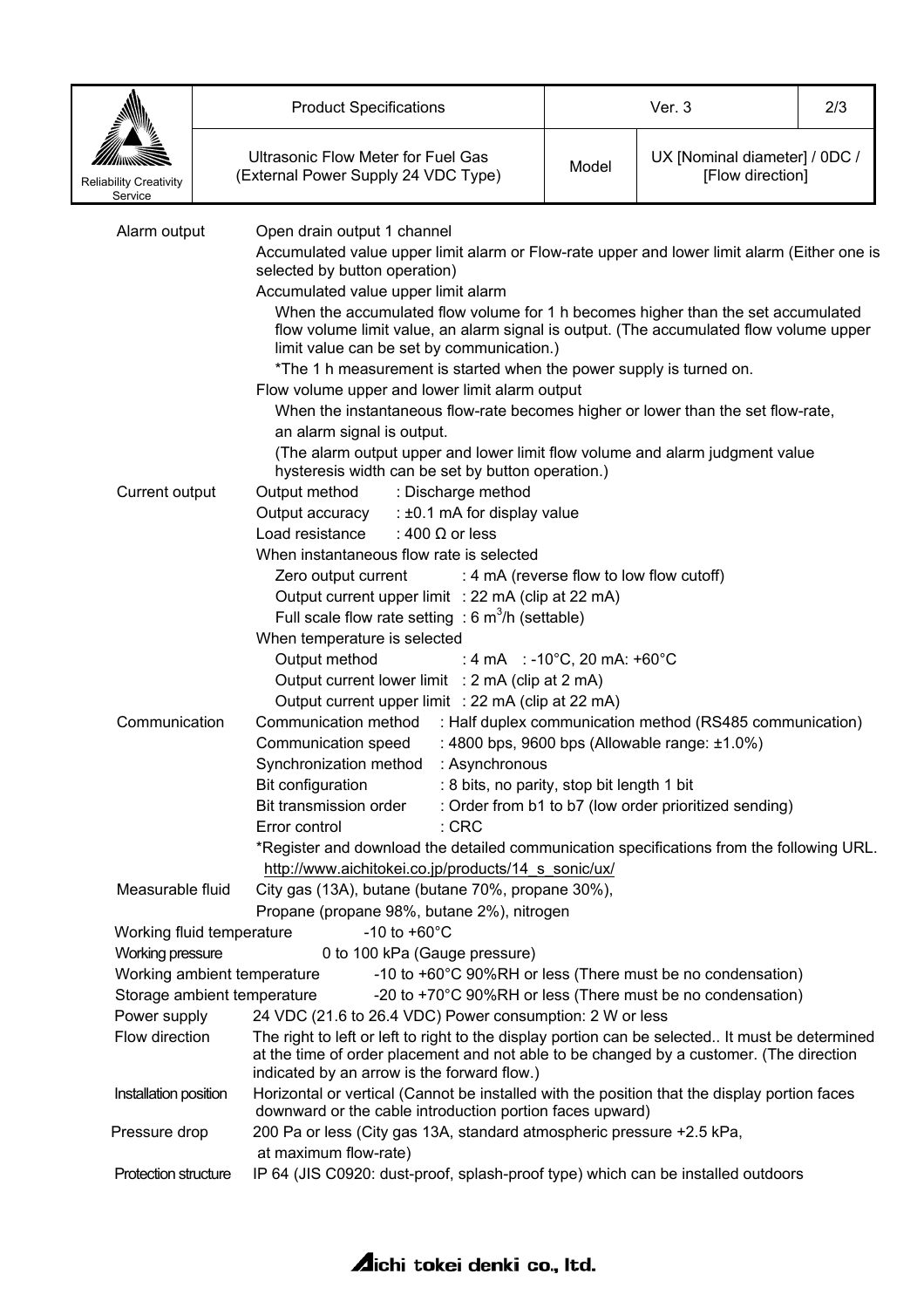| Product Specifications | | Ver. 3 | |
|---|---|---|---|
| Ultrasonic Flow Meter for Fuel Gas (External Power Supply 24 VDC Type) | Model | UX [Nominal diameter] / 0DC / [Flow direction] | |

| | |
|---|---|
| Alarm output | Open drain output 1 channel<br>Accumulated value upper limit alarm or Flow-rate upper and lower limit alarm (Either one is selected by button operation)<br>Accumulated value upper limit alarm<br>When the accumulated flow volume for 1 h becomes higher than the set accumulated flow volume limit value, an alarm signal is output. (The accumulated flow volume upper limit value can be set by communication.)<br>*The 1 h measurement is started when the power supply is turned on.<br>Flow volume upper and lower limit alarm output<br>When the instantaneous flow-rate becomes higher or lower than the set flow-rate, an alarm signal is output.<br>(The alarm output upper and lower limit flow volume and alarm judgment value hysteresis width can be set by button operation.) |
| Current output | Output method : Discharge method<br>Output accuracy : ±0.1 mA for display value<br>Load resistance : 400 Ω or less<br>When instantaneous flow rate is selected<br>Zero output current : 4 mA (reverse flow to low flow cutoff)<br>Output current upper limit : 22 mA (clip at 22 mA)<br>Full scale flow rate setting : 6 $m^3$/h (settable)<br>When temperature is selected<br>Output method : 4 mA : -10°C, 20 mA: +60°C<br>Output current lower limit : 2 mA (clip at 2 mA)<br>Output current upper limit : 22 mA (clip at 22 mA) |
| Communication | Communication method : Half duplex communication method (RS485 communication)<br>Communication speed : 4800 bps, 9600 bps (Allowable range: ±1.0%)<br>Synchronization method : Asynchronous<br>Bit configuration : 8 bits, no parity, stop bit length 1 bit<br>Bit transmission order : Order from b1 to b7 (low order prioritized sending)<br>Error control : CRC<br>*Register and download the detailed communication specifications from the following URL.<br>http://www.aichitokei.co.jp/products/14_s_sonic/ux/ |
| Measurable fluid | City gas (13A), butane (butane 70%, propane 30%),<br>Propane (propane 98%, butane 2%), nitrogen |
| Working fluid temperature | -10 to +60°C |
| Working pressure | 0 to 100 kPa (Gauge pressure) |
| Working ambient temperature | -10 to +60°C 90%RH or less (There must be no condensation) |
| Storage ambient temperature | -20 to +70°C 90%RH or less (There must be no condensation) |
| Power supply | 24 VDC (21.6 to 26.4 VDC) Power consumption: 2 W or less |
| Flow direction | The right to left or left to right to the display portion can be selected.. It must be determined at the time of order placement and not able to be changed by a customer. (The direction indicated by an arrow is the forward flow.) |
| Installation position | Horizontal or vertical (Cannot be installed with the position that the display portion faces downward or the cable introduction portion faces upward) |
| Pressure drop | 200 Pa or less (City gas 13A, standard atmospheric pressure +2.5 kPa, at maximum flow-rate) |
| Protection structure | IP 64 (JIS C0920: dust-proof, splash-proof type) which can be installed outdoors |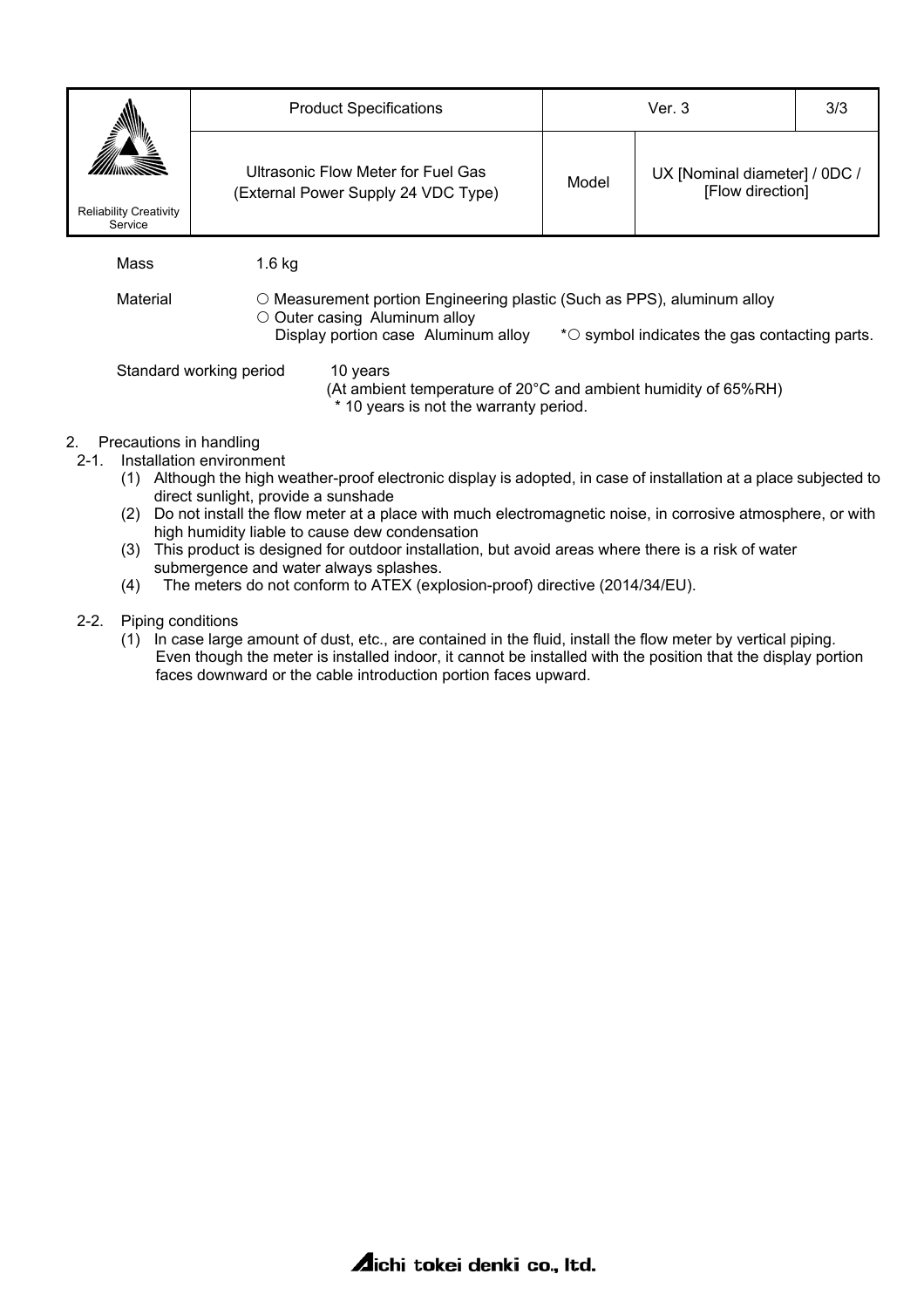| Product Specifications | | Ver. 3 | |
|---|---|---|---|
| Ultrasonic Flow Meter for Fuel Gas (External Power Supply 24 VDC Type) | Model | UX [Nominal diameter] / 0DC / [Flow direction] | |

Mass 1.6 kg

Material ○ Measurement portion Engineering plastic (Such as PPS), aluminum alloy
○ Outer casing Aluminum alloy
Display portion case Aluminum alloy *○ symbol indicates the gas contacting parts.

Standard working period 10 years
(At ambient temperature of 20°C and ambient humidity of 65%RH)
* 10 years is not the warranty period.

## 2. Precautions in handling

### 2-1. Installation environment

(1) Although the high weather-proof electronic display is adopted, in case of installation at a place subjected to direct sunlight, provide a sunshade
(2) Do not install the flow meter at a place with much electromagnetic noise, in corrosive atmosphere, or with high humidity liable to cause dew condensation
(3) This product is designed for outdoor installation, but avoid areas where there is a risk of water submergence and water always splashes.
(4) The meters do not conform to ATEX (explosion-proof) directive (2014/34/EU).

### 2-2. Piping conditions

(1) In case large amount of dust, etc., are contained in the fluid, install the flow meter by vertical piping.
Even though the meter is installed indoor, it cannot be installed with the position that the display portion faces downward or the cable introduction portion faces upward.